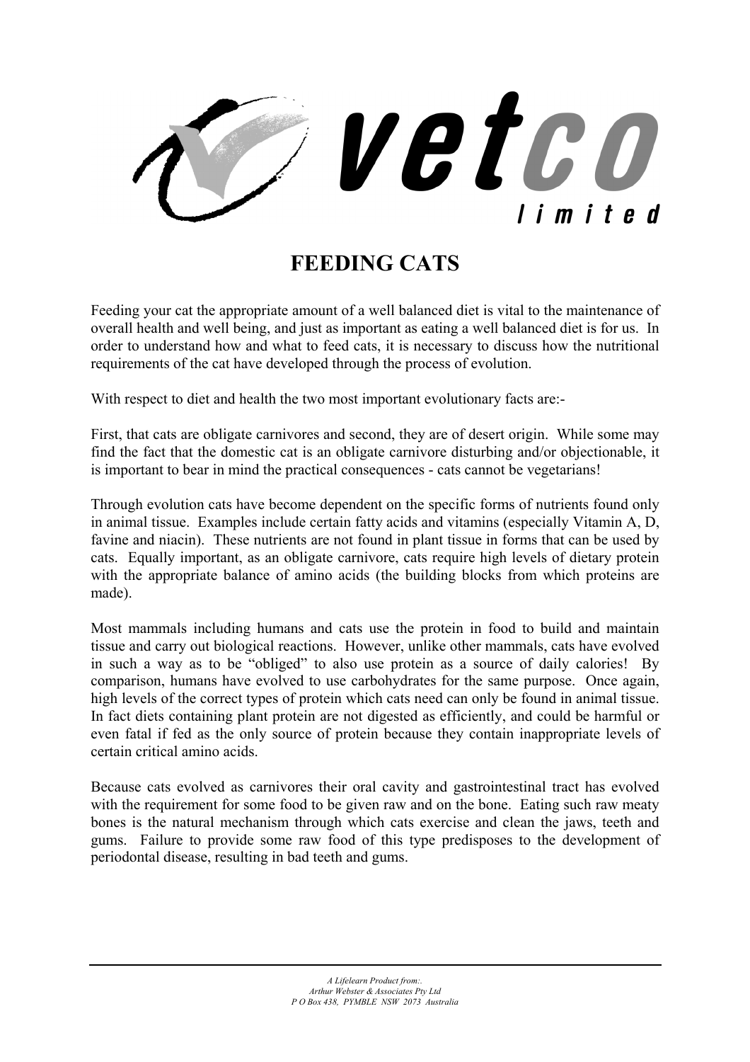vetco limited

# FEEDING CATS

Feeding your cat the appropriate amount of a well balanced diet is vital to the maintenance of overall health and well being, and just as important as eating a well balanced diet is for us. In order to understand how and what to feed cats, it is necessary to discuss how the nutritional requirements of the cat have developed through the process of evolution.

With respect to diet and health the two most important evolutionary facts are:-

First, that cats are obligate carnivores and second, they are of desert origin. While some may find the fact that the domestic cat is an obligate carnivore disturbing and/or objectionable, it is important to bear in mind the practical consequences - cats cannot be vegetarians!

Through evolution cats have become dependent on the specific forms of nutrients found only in animal tissue. Examples include certain fatty acids and vitamins (especially Vitamin A, D, favine and niacin). These nutrients are not found in plant tissue in forms that can be used by cats. Equally important, as an obligate carnivore, cats require high levels of dietary protein with the appropriate balance of amino acids (the building blocks from which proteins are made).

Most mammals including humans and cats use the protein in food to build and maintain tissue and carry out biological reactions. However, unlike other mammals, cats have evolved in such a way as to be "obliged" to also use protein as a source of daily calories! By comparison, humans have evolved to use carbohydrates for the same purpose. Once again, high levels of the correct types of protein which cats need can only be found in animal tissue. In fact diets containing plant protein are not digested as efficiently, and could be harmful or even fatal if fed as the only source of protein because they contain inappropriate levels of certain critical amino acids.

Because cats evolved as carnivores their oral cavity and gastrointestinal tract has evolved with the requirement for some food to be given raw and on the bone. Eating such raw meaty bones is the natural mechanism through which cats exercise and clean the jaws, teeth and gums. Failure to provide some raw food of this type predisposes to the development of periodontal disease, resulting in bad teeth and gums.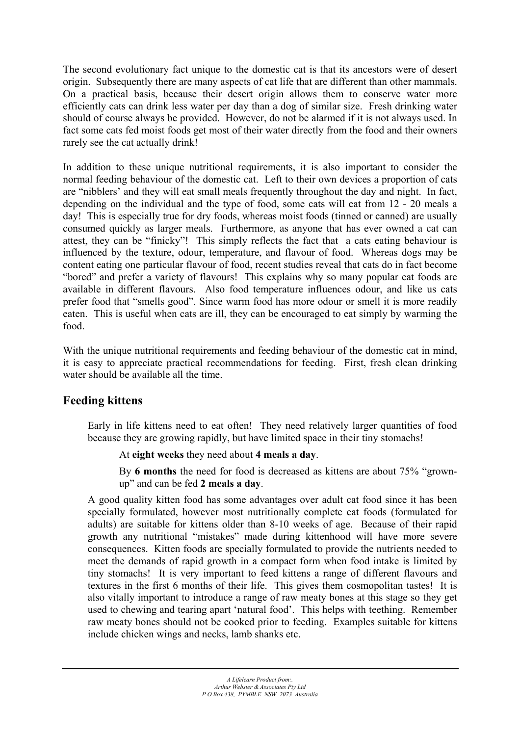The second evolutionary fact unique to the domestic cat is that its ancestors were of desert origin. Subsequently there are many aspects of cat life that are different than other mammals. On a practical basis, because their desert origin allows them to conserve water more efficiently cats can drink less water per day than a dog of similar size. Fresh drinking water should of course always be provided. However, do not be alarmed if it is not always used. In fact some cats fed moist foods get most of their water directly from the food and their owners rarely see the cat actually drink!

In addition to these unique nutritional requirements, it is also important to consider the normal feeding behaviour of the domestic cat. Left to their own devices a proportion of cats are "nibblers' and they will eat small meals frequently throughout the day and night. In fact, depending on the individual and the type of food, some cats will eat from 12 - 20 meals a day! This is especially true for dry foods, whereas moist foods (tinned or canned) are usually consumed quickly as larger meals. Furthermore, as anyone that has ever owned a cat can attest, they can be "finicky"! This simply reflects the fact that a cats eating behaviour is influenced by the texture, odour, temperature, and flavour of food. Whereas dogs may be content eating one particular flavour of food, recent studies reveal that cats do in fact become "bored" and prefer a variety of flavours! This explains why so many popular cat foods are available in different flavours. Also food temperature influences odour, and like us cats prefer food that "smells good". Since warm food has more odour or smell it is more readily eaten. This is useful when cats are ill, they can be encouraged to eat simply by warming the food.

With the unique nutritional requirements and feeding behaviour of the domestic cat in mind, it is easy to appreciate practical recommendations for feeding. First, fresh clean drinking water should be available all the time.

## Feeding kittens

Early in life kittens need to eat often! They need relatively larger quantities of food because they are growing rapidly, but have limited space in their tiny stomachs!

At **eight weeks** they need about **4 meals a day**.

By **6 months** the need for food is decreased as kittens are about 75% "grown-up" and can be fed **2 meals a day**.

A good quality kitten food has some advantages over adult cat food since it has been specially formulated, however most nutritionally complete cat foods (formulated for adults) are suitable for kittens older than 8-10 weeks of age. Because of their rapid growth any nutritional "mistakes" made during kittenhood will have more severe consequences. Kitten foods are specially formulated to provide the nutrients needed to meet the demands of rapid growth in a compact form when food intake is limited by tiny stomachs! It is very important to feed kittens a range of different flavours and textures in the first 6 months of their life. This gives them cosmopolitan tastes! It is also vitally important to introduce a range of raw meaty bones at this stage so they get used to chewing and tearing apart 'natural food'. This helps with teething. Remember raw meaty bones should not be cooked prior to feeding. Examples suitable for kittens include chicken wings and necks, lamb shanks etc.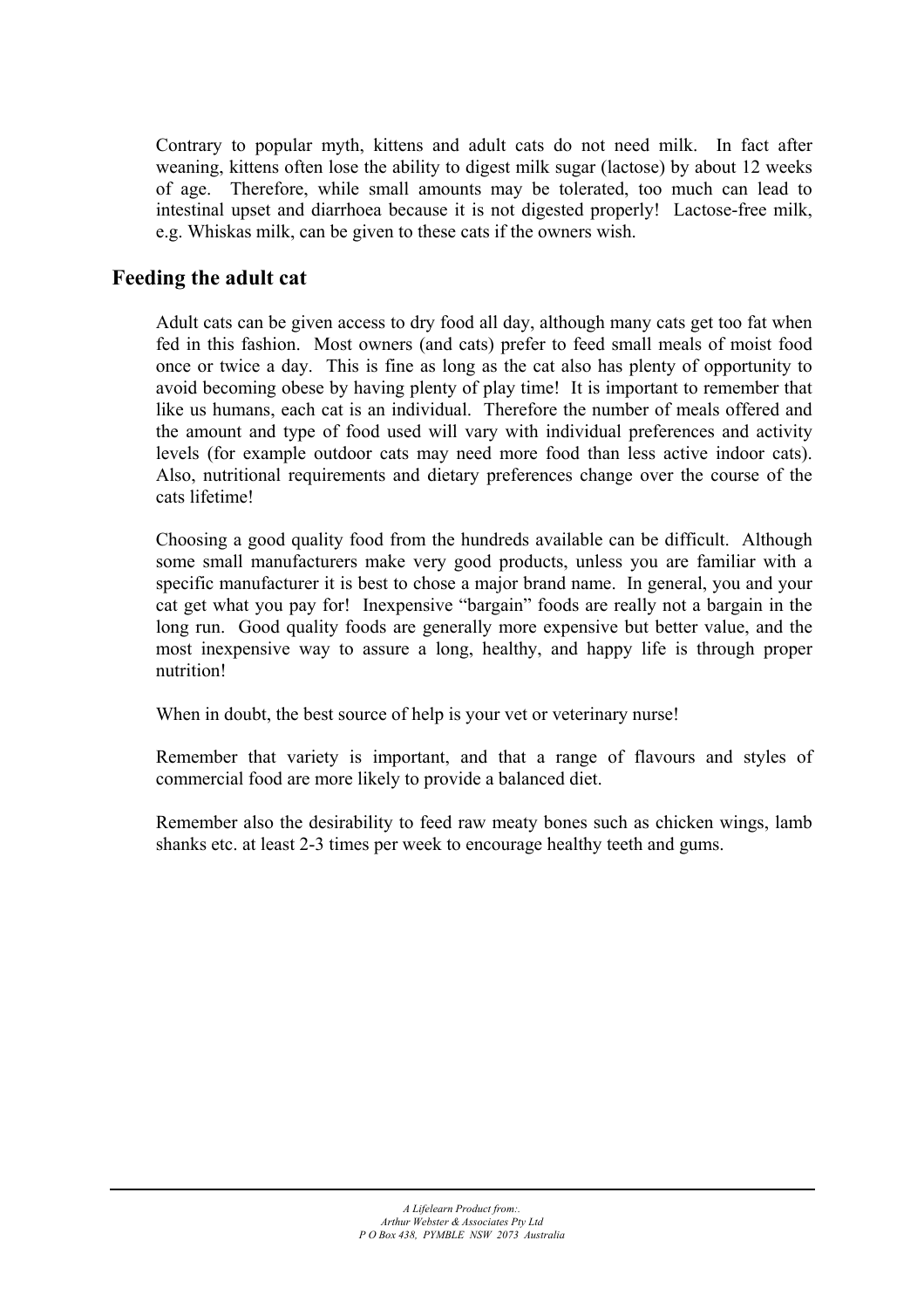Contrary to popular myth, kittens and adult cats do not need milk. In fact after weaning, kittens often lose the ability to digest milk sugar (lactose) by about 12 weeks of age. Therefore, while small amounts may be tolerated, too much can lead to intestinal upset and diarrhoea because it is not digested properly! Lactose-free milk, e.g. Whiskas milk, can be given to these cats if the owners wish.

## Feeding the adult cat

Adult cats can be given access to dry food all day, although many cats get too fat when fed in this fashion. Most owners (and cats) prefer to feed small meals of moist food once or twice a day. This is fine as long as the cat also has plenty of opportunity to avoid becoming obese by having plenty of play time! It is important to remember that like us humans, each cat is an individual. Therefore the number of meals offered and the amount and type of food used will vary with individual preferences and activity levels (for example outdoor cats may need more food than less active indoor cats). Also, nutritional requirements and dietary preferences change over the course of the cats lifetime!

Choosing a good quality food from the hundreds available can be difficult. Although some small manufacturers make very good products, unless you are familiar with a specific manufacturer it is best to chose a major brand name. In general, you and your cat get what you pay for! Inexpensive "bargain" foods are really not a bargain in the long run. Good quality foods are generally more expensive but better value, and the most inexpensive way to assure a long, healthy, and happy life is through proper nutrition!

When in doubt, the best source of help is your vet or veterinary nurse!

Remember that variety is important, and that a range of flavours and styles of commercial food are more likely to provide a balanced diet.

Remember also the desirability to feed raw meaty bones such as chicken wings, lamb shanks etc. at least 2-3 times per week to encourage healthy teeth and gums.